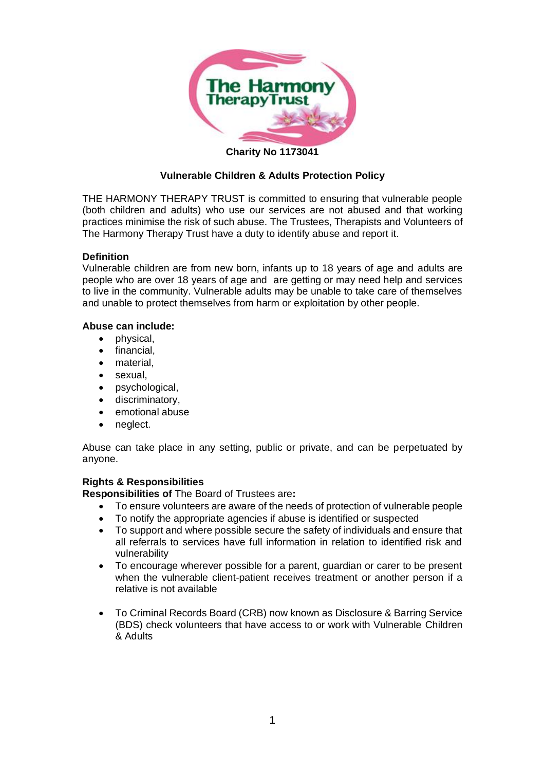**The Harmony Therapy Trust**

**Charity No 1173041**

## Vulnerable Children & Adults Protection Policy

THE HARMONY THERAPY TRUST is committed to ensuring that vulnerable people (both children and adults) who use our services are not abused and that working practices minimise the risk of such abuse. The Trustees, Therapists and Volunteers of The Harmony Therapy Trust have a duty to identify abuse and report it.

### Definition

Vulnerable children are from new born, infants up to 18 years of age and adults are people who are over 18 years of age and are getting or may need help and services to live in the community. Vulnerable adults may be unable to take care of themselves and unable to protect themselves from harm or exploitation by other people.

### Abuse can include:

- physical,
- financial,
- material,
- sexual,
- psychological,
- discriminatory,
- emotional abuse
- neglect.

Abuse can take place in any setting, public or private, and can be perpetuated by anyone.

### Rights & Responsibilities

**Responsibilities of** The Board of Trustees are**:**

- To ensure volunteers are aware of the needs of protection of vulnerable people
- To notify the appropriate agencies if abuse is identified or suspected
- To support and where possible secure the safety of individuals and ensure that all referrals to services have full information in relation to identified risk and vulnerability
- To encourage wherever possible for a parent, guardian or carer to be present when the vulnerable client-patient receives treatment or another person if a relative is not available

- To Criminal Records Board (CRB) now known as Disclosure & Barring Service (BDS) check volunteers that have access to or work with Vulnerable Children & Adults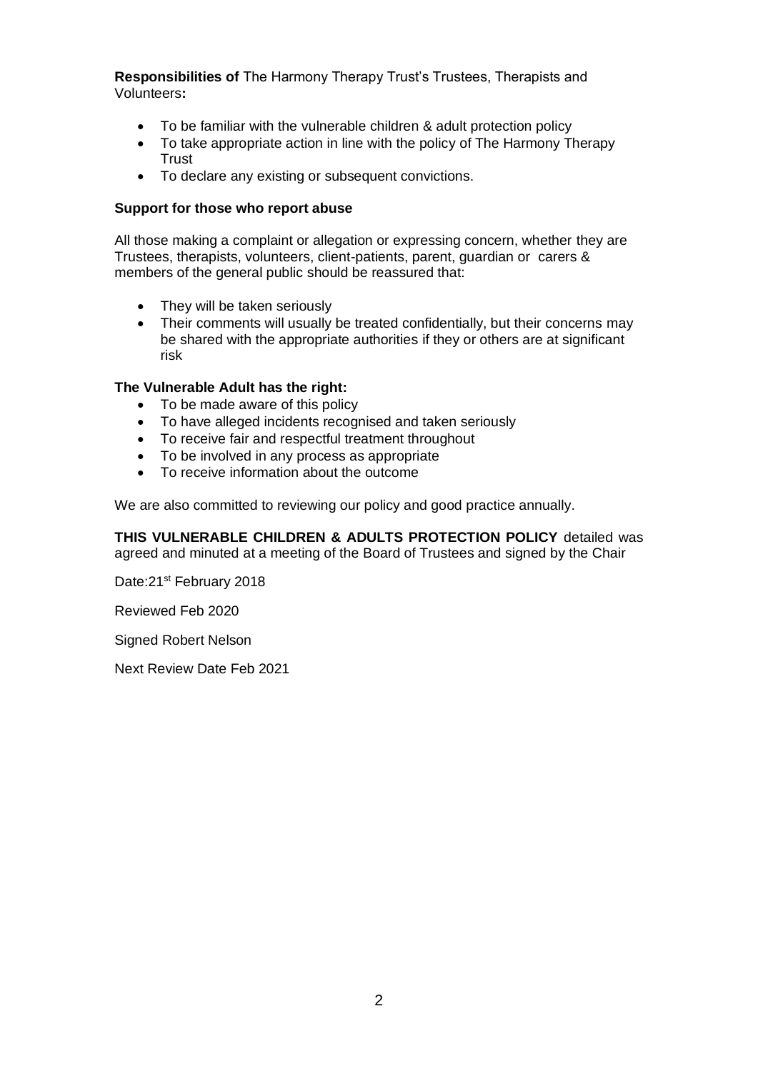**Responsibilities of** The Harmony Therapy Trust's Trustees, Therapists and Volunteers**:**

- To be familiar with the vulnerable children & adult protection policy
- To take appropriate action in line with the policy of The Harmony Therapy Trust
- To declare any existing or subsequent convictions.

**Support for those who report abuse**

All those making a complaint or allegation or expressing concern, whether they are Trustees, therapists, volunteers, client-patients, parent, guardian or carers & members of the general public should be reassured that:

- They will be taken seriously
- Their comments will usually be treated confidentially, but their concerns may be shared with the appropriate authorities if they or others are at significant risk

**The Vulnerable Adult has the right:**

- To be made aware of this policy
- To have alleged incidents recognised and taken seriously
- To receive fair and respectful treatment throughout
- To be involved in any process as appropriate
- To receive information about the outcome

We are also committed to reviewing our policy and good practice annually.

**THIS VULNERABLE CHILDREN & ADULTS PROTECTION POLICY** detailed was agreed and minuted at a meeting of the Board of Trustees and signed by the Chair

Date:21st February 2018

Reviewed Feb 2020

Signed Robert Nelson

Next Review Date Feb 2021